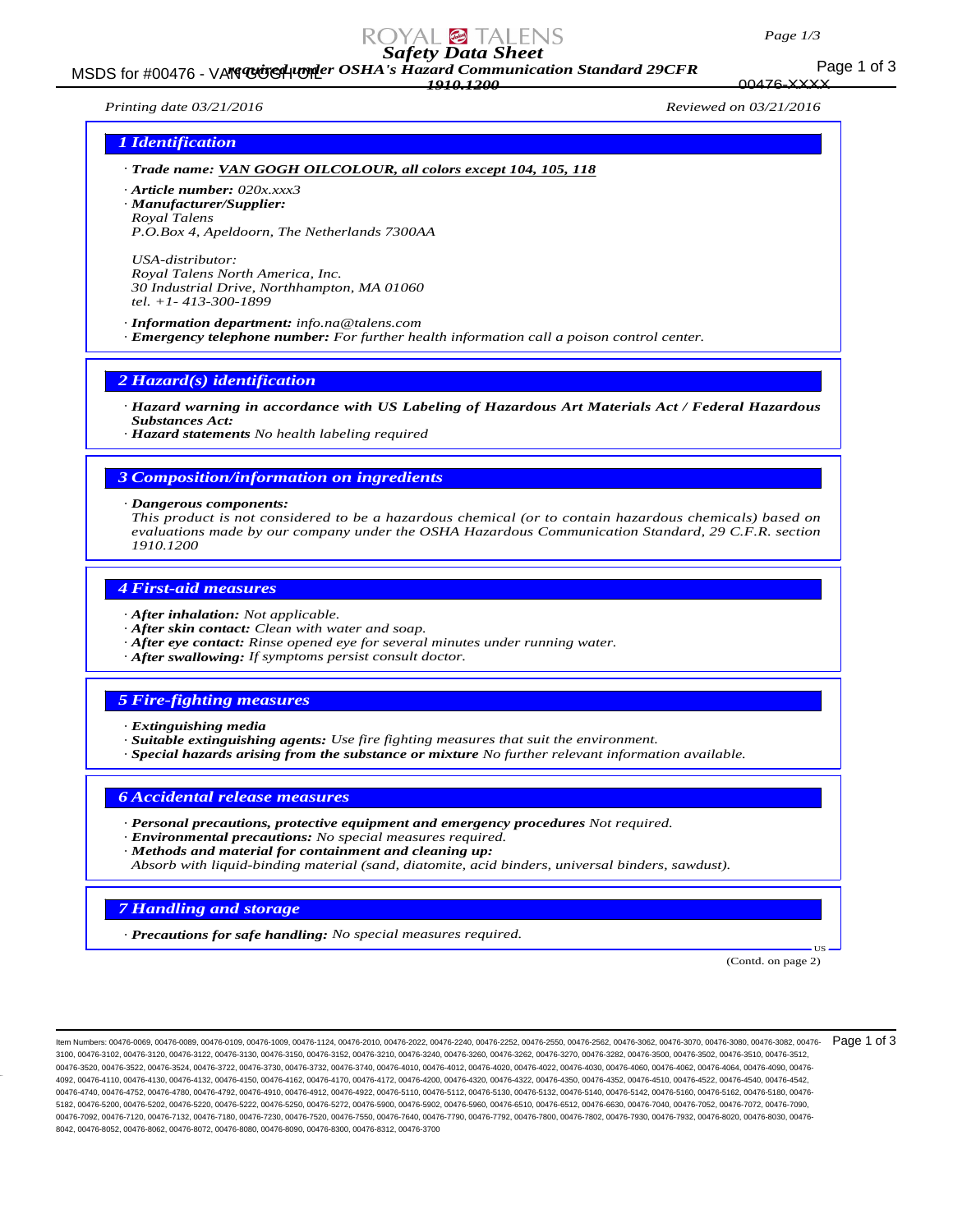# Safety Data Sheet

**required under OSHA's Hazard Communication Standard 29CFR 1910.1200**

MSDS for #00476 - VAN GOGH OIL

Printing date 03/21/2016 | Reviewed on 03/21/2016

## 1 Identification

· **Trade name:** **VAN GOGH OILCOLOUR, all colors except 104, 105, 118**

· **Article number:** 020x.xxx3

· **Manufacturer/Supplier:**
Royal Talens
P.O.Box 4, Apeldoorn, The Netherlands 7300AA

USA-distributor:
Royal Talens North America, Inc.
30 Industrial Drive, Northhampton, MA 01060
tel. +1- 413-300-1899

· **Information department:** info.na@talens.com

· **Emergency telephone number:** For further health information call a poison control center.

## 2 Hazard(s) identification

· **Hazard warning in accordance with US Labeling of Hazardous Art Materials Act / Federal Hazardous Substances Act:**

· **Hazard statements** No health labeling required

## 3 Composition/information on ingredients

· **Dangerous components:**
This product is not considered to be a hazardous chemical (or to contain hazardous chemicals) based on evaluations made by our company under the OSHA Hazardous Communication Standard, 29 C.F.R. section 1910.1200

## 4 First-aid measures

· **After inhalation:** Not applicable.
· **After skin contact:** Clean with water and soap.
· **After eye contact:** Rinse opened eye for several minutes under running water.
· **After swallowing:** If symptoms persist consult doctor.

## 5 Fire-fighting measures

· **Extinguishing media**
· **Suitable extinguishing agents:** Use fire fighting measures that suit the environment.
· **Special hazards arising from the substance or mixture** No further relevant information available.

## 6 Accidental release measures

· **Personal precautions, protective equipment and emergency procedures** Not required.
· **Environmental precautions:** No special measures required.
· **Methods and material for containment and cleaning up:**
Absorb with liquid-binding material (sand, diatomite, acid binders, universal binders, sawdust).

## 7 Handling and storage

· **Precautions for safe handling:** No special measures required.

(Contd. on page 2)

Item Numbers: 00476-0069, 00476-0089, 00476-0109, 00476-1009, 00476-1124, 00476-2010, 00476-2022, 00476-2240, 00476-2252, 00476-2550, 00476-2562, 00476-3062, 00476-3070, 00476-3080, 00476-3082, 00476-3100, 00476-3102, 00476-3120, 00476-3122, 00476-3130, 00476-3150, 00476-3152, 00476-3210, 00476-3240, 00476-3260, 00476-3262, 00476-3270, 00476-3282, 00476-3500, 00476-3502, 00476-3510, 00476-3512, 00476-3520, 00476-3522, 00476-3524, 00476-3722, 00476-3730, 00476-3732, 00476-3740, 00476-4010, 00476-4012, 00476-4020, 00476-4022, 00476-4030, 00476-4060, 00476-4062, 00476-4064, 00476-4090, 00476-4092, 00476-4110, 00476-4130, 00476-4132, 00476-4150, 00476-4162, 00476-4170, 00476-4172, 00476-4200, 00476-4320, 00476-4322, 00476-4350, 00476-4352, 00476-4510, 00476-4522, 00476-4540, 00476-4542, 00476-4740, 00476-4752, 00476-4780, 00476-4792, 00476-4910, 00476-4912, 00476-4922, 00476-5110, 00476-5112, 00476-5130, 00476-5132, 00476-5140, 00476-5142, 00476-5160, 00476-5162, 00476-5180, 00476-5182, 00476-5200, 00476-5202, 00476-5220, 00476-5222, 00476-5250, 00476-5272, 00476-5900, 00476-5902, 00476-5960, 00476-6510, 00476-6512, 00476-6630, 00476-7040, 00476-7052, 00476-7072, 00476-7090, 00476-7092, 00476-7120, 00476-7132, 00476-7180, 00476-7230, 00476-7520, 00476-7550, 00476-7640, 00476-7790, 00476-7792, 00476-7800, 00476-7802, 00476-7930, 00476-7932, 00476-8020, 00476-8030, 00476-8042, 00476-8052, 00476-8062, 00476-8072, 00476-8080, 00476-8090, 00476-8300, 00476-8312, 00476-3700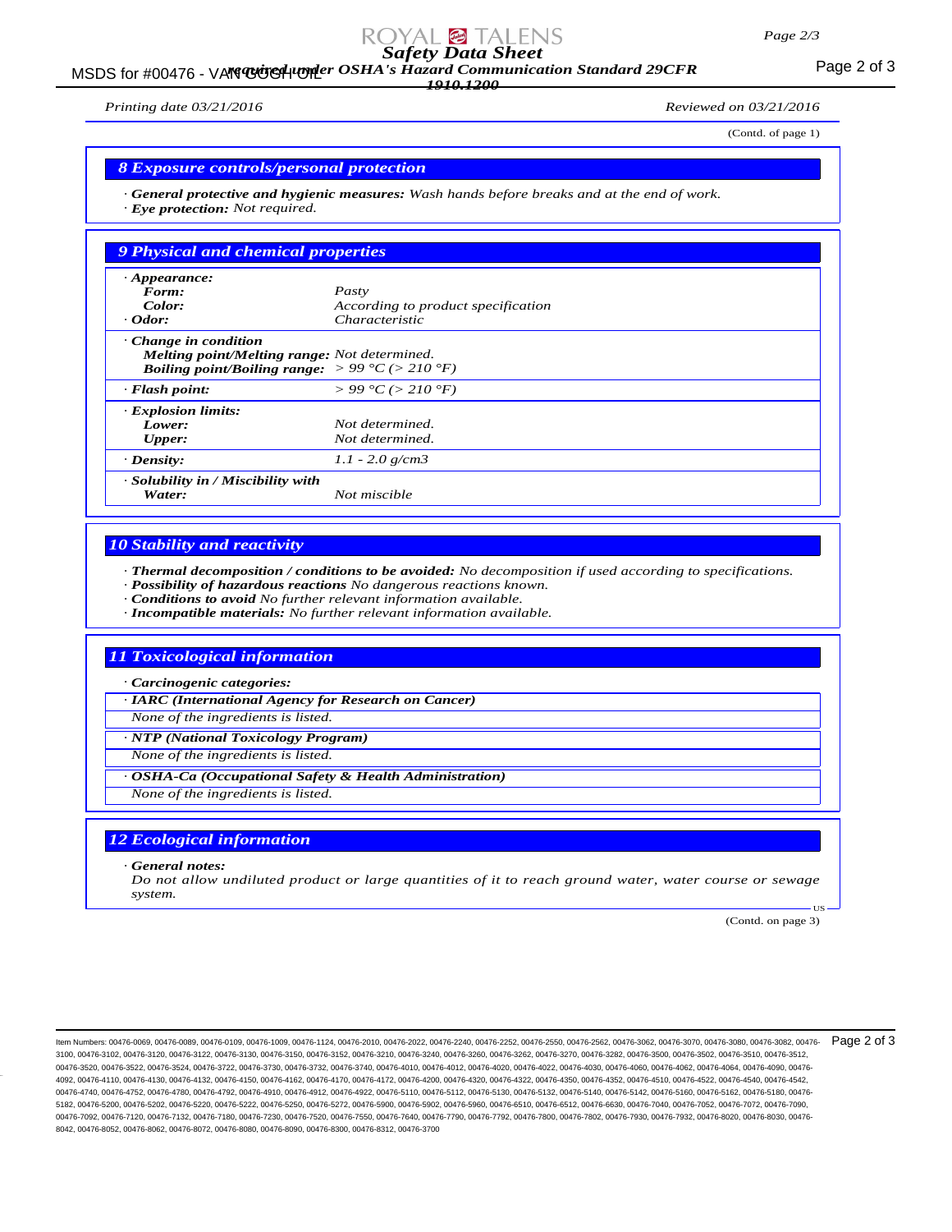(Contd. of page 1)

## 8 Exposure controls/personal protection

· **General protective and hygienic measures:** *Wash hands before breaks and at the end of work.*
· **Eye protection:** *Not required.*

## 9 Physical and chemical properties

| | |
|---|---|
| · **Appearance:** | |
| **Form:** | *Pasty* |
| **Color:** | *According to product specification* |
| · **Odor:** | *Characteristic* |
| · **Change in condition** | |
| **Melting point/Melting range:** | *Not determined.* |
| **Boiling point/Boiling range:** | *> 99 °C (> 210 °F)* |
| · **Flash point:** | *> 99 °C (> 210 °F)* |
| · **Explosion limits:** | |
| **Lower:** | *Not determined.* |
| **Upper:** | *Not determined.* |
| · **Density:** | *1.1 - 2.0 g/cm3* |
| · **Solubility in / Miscibility with** | |
| **Water:** | *Not miscible* |

## 10 Stability and reactivity

· **Thermal decomposition / conditions to be avoided:** *No decomposition if used according to specifications.*
· **Possibility of hazardous reactions** *No dangerous reactions known.*
· **Conditions to avoid** *No further relevant information available.*
· **Incompatible materials:** *No further relevant information available.*

## 11 Toxicological information

· **Carcinogenic categories:**

· **IARC (International Agency for Research on Cancer)**
*None of the ingredients is listed.*

· **NTP (National Toxicology Program)**
*None of the ingredients is listed.*

· **OSHA-Ca (Occupational Safety & Health Administration)**
*None of the ingredients is listed.*

## 12 Ecological information

· **General notes:**
*Do not allow undiluted product or large quantities of it to reach ground water, water course or sewage system.*

(Contd. on page 3)

Item Numbers: 00476-0069, 00476-0089, 00476-0109, 00476-1009, 00476-1124, 00476-2010, 00476-2022, 00476-2240, 00476-2252, 00476-2550, 00476-2562, 00476-3062, 00476-3070, 00476-3080, 00476-3082, 00476-3100, 00476-3102, 00476-3120, 00476-3122, 00476-3130, 00476-3150, 00476-3152, 00476-3210, 00476-3240, 00476-3260, 00476-3262, 00476-3270, 00476-3282, 00476-3500, 00476-3502, 00476-3510, 00476-3512, 00476-3520, 00476-3522, 00476-3524, 00476-3722, 00476-3730, 00476-3732, 00476-3740, 00476-4010, 00476-4012, 00476-4020, 00476-4022, 00476-4030, 00476-4060, 00476-4062, 00476-4064, 00476-4090, 00476-4092, 00476-4110, 00476-4130, 00476-4132, 00476-4150, 00476-4162, 00476-4170, 00476-4172, 00476-4200, 00476-4320, 00476-4322, 00476-4350, 00476-4352, 00476-4510, 00476-4522, 00476-4540, 00476-4542, 00476-4740, 00476-4752, 00476-4780, 00476-4792, 00476-4910, 00476-4912, 00476-4922, 00476-5110, 00476-5112, 00476-5130, 00476-5132, 00476-5140, 00476-5142, 00476-5160, 00476-5162, 00476-5180, 00476-5182, 00476-5200, 00476-5202, 00476-5220, 00476-5222, 00476-5250, 00476-5272, 00476-5900, 00476-5902, 00476-5960, 00476-6510, 00476-6512, 00476-6630, 00476-7040, 00476-7052, 00476-7072, 00476-7090, 00476-7092, 00476-7120, 00476-7132, 00476-7180, 00476-7230, 00476-7520, 00476-7550, 00476-7640, 00476-7790, 00476-7792, 00476-7800, 00476-7802, 00476-7930, 00476-7932, 00476-8020, 00476-8030, 00476-8042, 00476-8052, 00476-8062, 00476-8072, 00476-8080, 00476-8090, 00476-8300, 00476-8312, 00476-3700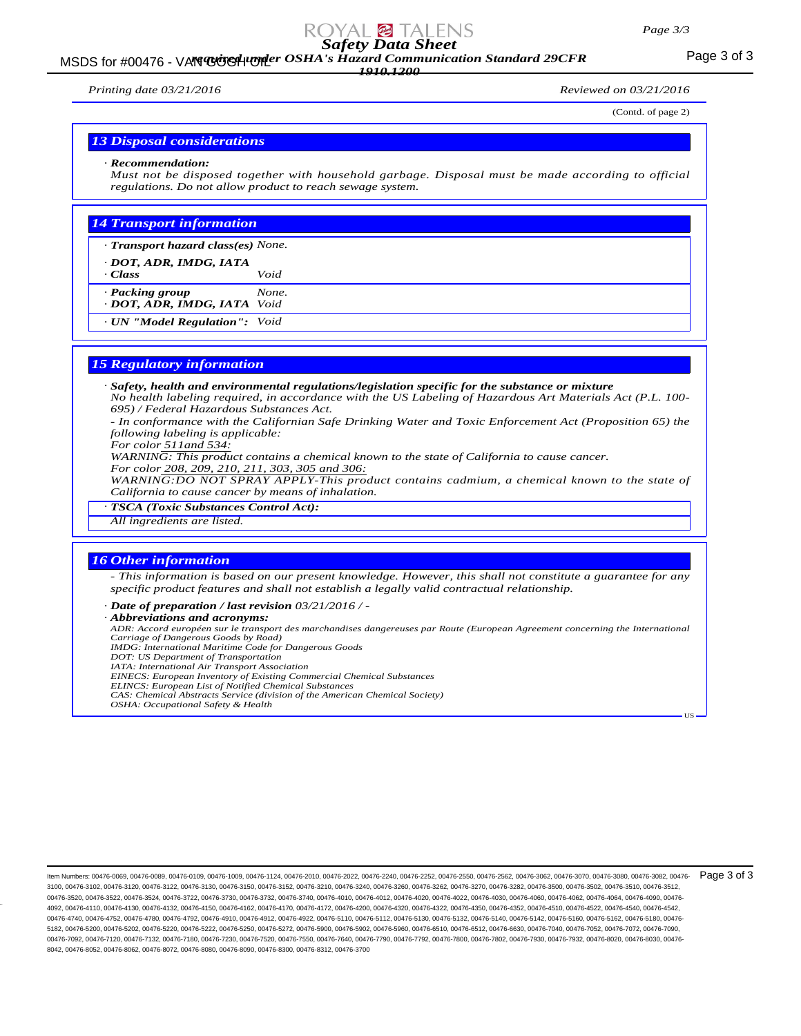(Contd. of page 2)

## 13 Disposal considerations

· **Recommendation:**
*Must not be disposed together with household garbage. Disposal must be made according to official regulations. Do not allow product to reach sewage system.*

## 14 Transport information

| | |
|---|---|
| · **Transport hazard class(es)** | *None.* |
| · **DOT, ADR, IMDG, IATA** | |
| · **Class** | *Void* |
| · **Packing group** | *None.* |
| · **DOT, ADR, IMDG, IATA** | *Void* |
| · **UN "Model Regulation":** | *Void* |

## 15 Regulatory information

· **Safety, health and environmental regulations/legislation specific for the substance or mixture**
*No health labeling required, in accordance with the US Labeling of Hazardous Art Materials Act (P.L. 100-695) / Federal Hazardous Substances Act.*
*- In conformance with the Californian Safe Drinking Water and Toxic Enforcement Act (Proposition 65) the following labeling is applicable:*
*For color 511and 534:*
*WARNING: This product contains a chemical known to the state of California to cause cancer.*
*For color 208, 209, 210, 211, 303, 305 and 306:*
*WARNING:DO NOT SPRAY APPLY-This product contains cadmium, a chemical known to the state of California to cause cancer by means of inhalation.*

· **TSCA (Toxic Substances Control Act):**
*All ingredients are listed.*

## 16 Other information

*- This information is based on our present knowledge. However, this shall not constitute a guarantee for any specific product features and shall not establish a legally valid contractual relationship.*

· **Date of preparation / last revision** *03/21/2016 / -*
· **Abbreviations and acronyms:**
*ADR: Accord européen sur le transport des marchandises dangereuses par Route (European Agreement concerning the International Carriage of Dangerous Goods by Road)*
*IMDG: International Maritime Code for Dangerous Goods*
*DOT: US Department of Transportation*
*IATA: International Air Transport Association*
*EINECS: European Inventory of Existing Commercial Chemical Substances*
*ELINCS: European List of Notified Chemical Substances*
*CAS: Chemical Abstracts Service (division of the American Chemical Society)*
*OSHA: Occupational Safety & Health*

US

Item Numbers: 00476-0069, 00476-0089, 00476-0109, 00476-1009, 00476-1124, 00476-2010, 00476-2022, 00476-2240, 00476-2252, 00476-2550, 00476-2562, 00476-3062, 00476-3070, 00476-3080, 00476-3082, 00476-3100, 00476-3102, 00476-3120, 00476-3122, 00476-3130, 00476-3150, 00476-3152, 00476-3210, 00476-3240, 00476-3260, 00476-3262, 00476-3270, 00476-3282, 00476-3500, 00476-3502, 00476-3510, 00476-3512, 00476-3520, 00476-3522, 00476-3524, 00476-3722, 00476-3730, 00476-3732, 00476-3740, 00476-4010, 00476-4012, 00476-4020, 00476-4022, 00476-4030, 00476-4060, 00476-4062, 00476-4064, 00476-4090, 00476-4092, 00476-4110, 00476-4130, 00476-4132, 00476-4150, 00476-4162, 00476-4170, 00476-4172, 00476-4200, 00476-4320, 00476-4322, 00476-4350, 00476-4352, 00476-4510, 00476-4522, 00476-4540, 00476-4542, 00476-4740, 00476-4752, 00476-4780, 00476-4792, 00476-4910, 00476-4912, 00476-4922, 00476-5110, 00476-5112, 00476-5130, 00476-5132, 00476-5140, 00476-5142, 00476-5160, 00476-5162, 00476-5180, 00476-5182, 00476-5200, 00476-5202, 00476-5220, 00476-5222, 00476-5250, 00476-5272, 00476-5900, 00476-5902, 00476-5960, 00476-6510, 00476-6512, 00476-6630, 00476-7040, 00476-7052, 00476-7072, 00476-7090, 00476-7092, 00476-7120, 00476-7132, 00476-7180, 00476-7230, 00476-7520, 00476-7550, 00476-7640, 00476-7790, 00476-7792, 00476-7800, 00476-7802, 00476-7930, 00476-7932, 00476-8020, 00476-8030, 00476-8042, 00476-8052, 00476-8062, 00476-8072, 00476-8080, 00476-8090, 00476-8300, 00476-8312, 00476-3700